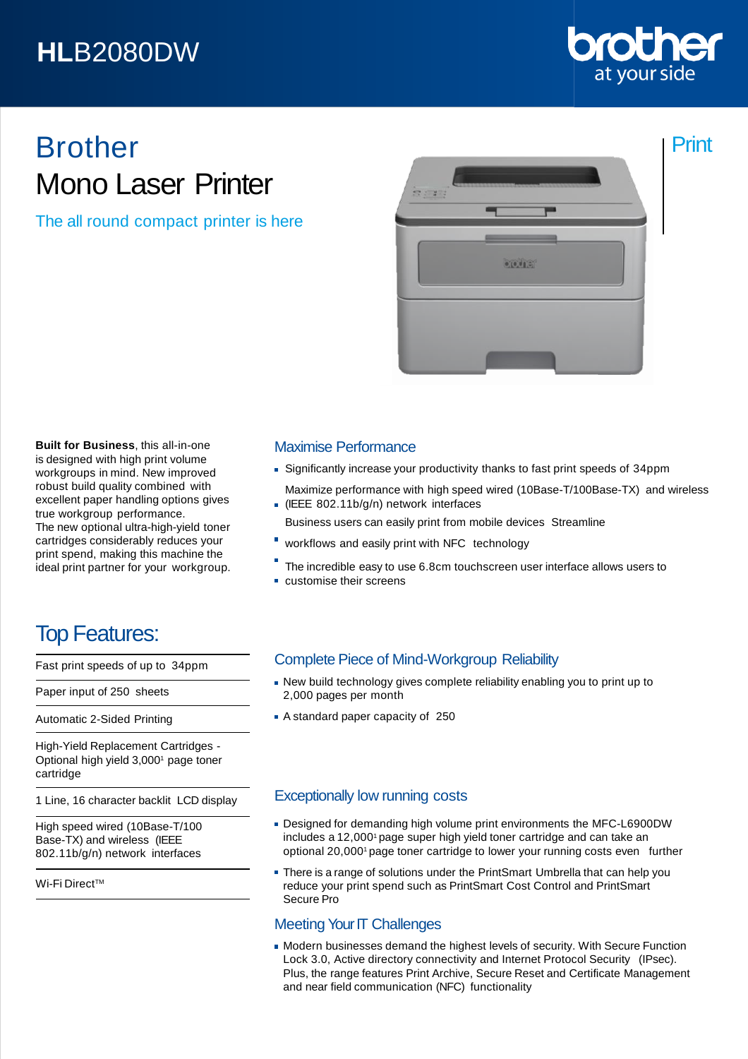# HLB2080DW

brother
at your side

Print

# Brother
# Mono Laser Printer

## The all round compact printer is here

**Built for Business**, this all-in-one is designed with high print volume workgroups in mind. New improved robust build quality combined with excellent paper handling options gives true workgroup performance.
The new optional ultra-high-yield toner cartridges considerably reduces your print spend, making this machine the ideal print partner for your workgroup.

### Maximise Performance

- Significantly increase your productivity thanks to fast print speeds of 34ppm
- Maximize performance with high speed wired (10Base-T/100Base-TX) and wireless (IEEE 802.11b/g/n) network interfaces
- Business users can easily print from mobile devices Streamline workflows and easily print with NFC technology
- The incredible easy to use 6.8cm touchscreen user interface allows users to customise their screens

## Top Features:

| |
|---|
| Fast print speeds of up to 34ppm |
| Paper input of 250 sheets |
| Automatic 2-Sided Printing |
| High-Yield Replacement Cartridges - Optional high yield 3,000[1] page toner cartridge |
| 1 Line, 16 character backlit LCD display |
| High speed wired (10Base-T/100 Base-TX) and wireless (IEEE 802.11b/g/n) network interfaces |
| Wi-Fi Direct™ |

### Complete Piece of Mind-Workgroup Reliability

- New build technology gives complete reliability enabling you to print up to 2,000 pages per month
- A standard paper capacity of 250

### Exceptionally low running costs

- Designed for demanding high volume print environments the MFC-L6900DW includes a 12,000[1] page super high yield toner cartridge and can take an optional 20,000[1] page toner cartridge to lower your running costs even further
- There is a range of solutions under the PrintSmart Umbrella that can help you reduce your print spend such as PrintSmart Cost Control and PrintSmart Secure Pro

### Meeting Your IT Challenges

- Modern businesses demand the highest levels of security. With Secure Function Lock 3.0, Active directory connectivity and Internet Protocol Security (IPsec). Plus, the range features Print Archive, Secure Reset and Certificate Management and near field communication (NFC) functionality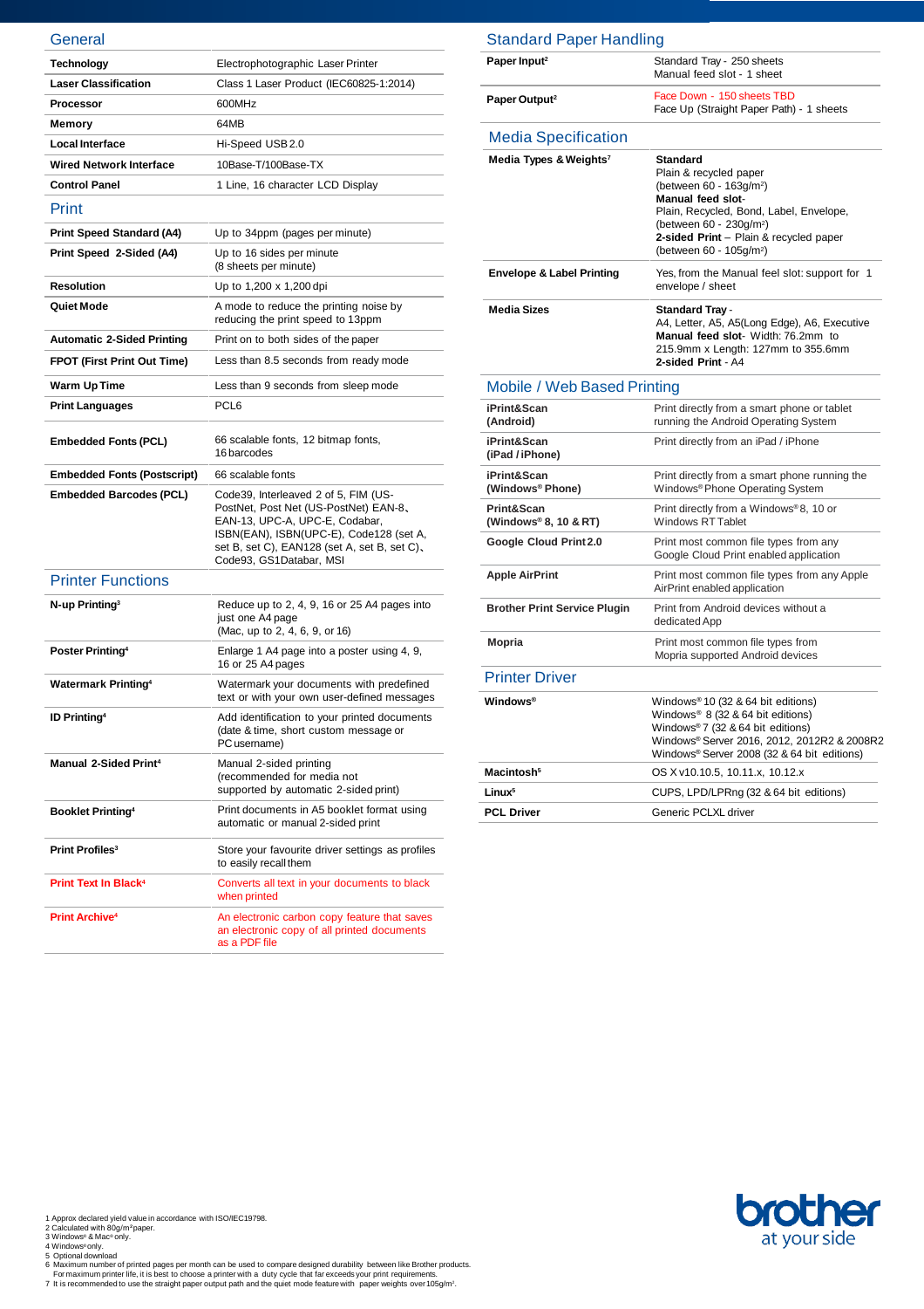## General

| | |
|---|---|
| **Technology** | Electrophotographic Laser Printer |
| **Laser Classification** | Class 1 Laser Product (IEC60825-1:2014) |
| **Processor** | 600MHz |
| **Memory** | 64MB |
| **Local Interface** | Hi-Speed USB 2.0 |
| **Wired Network Interface** | 10Base-T/100Base-TX |
| **Control Panel** | 1 Line, 16 character LCD Display |

## Print

| | |
|---|---|
| **Print Speed Standard (A4)** | Up to 34ppm (pages per minute) |
| **Print Speed 2-Sided (A4)** | Up to 16 sides per minute (8 sheets per minute) |
| **Resolution** | Up to 1,200 x 1,200 dpi |
| **Quiet Mode** | A mode to reduce the printing noise by reducing the print speed to 13ppm |
| **Automatic 2-Sided Printing** | Print on to both sides of the paper |
| **FPOT (First Print Out Time)** | Less than 8.5 seconds from ready mode |
| **Warm Up Time** | Less than 9 seconds from sleep mode |
| **Print Languages** | PCL6 |
| **Embedded Fonts (PCL)** | 66 scalable fonts, 12 bitmap fonts, 16 barcodes |
| **Embedded Fonts (Postscript)** | 66 scalable fonts |
| **Embedded Barcodes (PCL)** | Code39, Interleaved 2 of 5, FIM (US-PostNet), Post Net (US-PostNet) EAN-8、EAN-13, UPC-A, UPC-E, Codabar, ISBN(EAN), ISBN(UPC-E), Code128 (set A, set B, set C), EAN128 (set A, set B, set C)、Code93, GS1Databar, MSI |

## Printer Functions

| | |
|---|---|
| **N-up Printing**[3] | Reduce up to 2, 4, 9, 16 or 25 A4 pages into just one A4 page (Mac, up to 2, 4, 6, 9, or 16) |
| **Poster Printing**[4] | Enlarge 1 A4 page into a poster using 4, 9, 16 or 25 A4 pages |
| **Watermark Printing**[4] | Watermark your documents with predefined text or with your own user-defined messages |
| **ID Printing**[4] | Add identification to your printed documents (date & time, short custom message or PC username) |
| **Manual 2-Sided Print**[4] | Manual 2-sided printing (recommended for media not supported by automatic 2-sided print) |
| **Booklet Printing**[4] | Print documents in A5 booklet format using automatic or manual 2-sided print |
| **Print Profiles**[3] | Store your favourite driver settings as profiles to easily recall them |
| **Print Text In Black**[4] | Converts all text in your documents to black when printed |
| **Print Archive**[4] | An electronic carbon copy feature that saves an electronic copy of all printed documents as a PDF file |

## Standard Paper Handling

| | |
|---|---|
| **Paper Input**[2] | Standard Tray - 250 sheets<br>Manual feed slot - 1 sheet |
| **Paper Output**[2] | Face Down - 150 sheets TBD<br>Face Up (Straight Paper Path) - 1 sheets |

## Media Specification

| | |
|---|---|
| **Media Types & Weights**[7] | **Standard**<br>Plain & recycled paper<br>(between 60 - 163g/m²)<br>**Manual feed slot**-<br>Plain, Recycled, Bond, Label, Envelope,<br>(between 60 - 230g/m²)<br>**2-sided Print** – Plain & recycled paper<br>(between 60 - 105g/m²) |
| **Envelope & Label Printing** | Yes, from the Manual feel slot: support for 1 envelope / sheet |
| **Media Sizes** | **Standard Tray** -<br>A4, Letter, A5, A5(Long Edge), A6, Executive<br>**Manual feed slot**- Width: 76.2mm to 215.9mm x Length: 127mm to 355.6mm<br>**2-sided Print** - A4 |

## Mobile / Web Based Printing

| | |
|---|---|
| **iPrint&Scan (Android)** | Print directly from a smart phone or tablet running the Android Operating System |
| **iPrint&Scan (iPad / iPhone)** | Print directly from an iPad / iPhone |
| **iPrint&Scan (Windows® Phone)** | Print directly from a smart phone running the Windows® Phone Operating System |
| **Print&Scan (Windows® 8, 10 & RT)** | Print directly from a Windows® 8, 10 or Windows RT Tablet |
| **Google Cloud Print 2.0** | Print most common file types from any Google Cloud Print enabled application |
| **Apple AirPrint** | Print most common file types from any Apple AirPrint enabled application |
| **Brother Print Service Plugin** | Print from Android devices without a dedicated App |
| **Mopria** | Print most common file types from Mopria supported Android devices |

## Printer Driver

| | |
|---|---|
| **Windows®** | Windows® 10 (32 & 64 bit editions)<br>Windows® 8 (32 & 64 bit editions)<br>Windows® 7 (32 & 64 bit editions)<br>Windows® Server 2016, 2012, 2012R2 & 2008R2<br>Windows® Server 2008 (32 & 64 bit editions) |
| **Macintosh**[5] | OS X v10.10.5, 10.11.x, 10.12.x |
| **Linux**[5] | CUPS, LPD/LPRng (32 & 64 bit editions) |
| **PCL Driver** | Generic PCLXL driver |

1 Approx declared yield value in accordance with ISO/IEC19798.
2 Calculated with 80g/m² paper.
3 Windows® & Mac® only.
4 Windows® only.
5 Optional download
6 Maximum number of printed pages per month can be used to compare designed durability between like Brother products. For maximum printer life, it is best to choose a printer with a duty cycle that far exceeds your print requirements.
7 It is recommended to use the straight paper output path and the quiet mode feature with paper weights over 105g/m².

brother at your side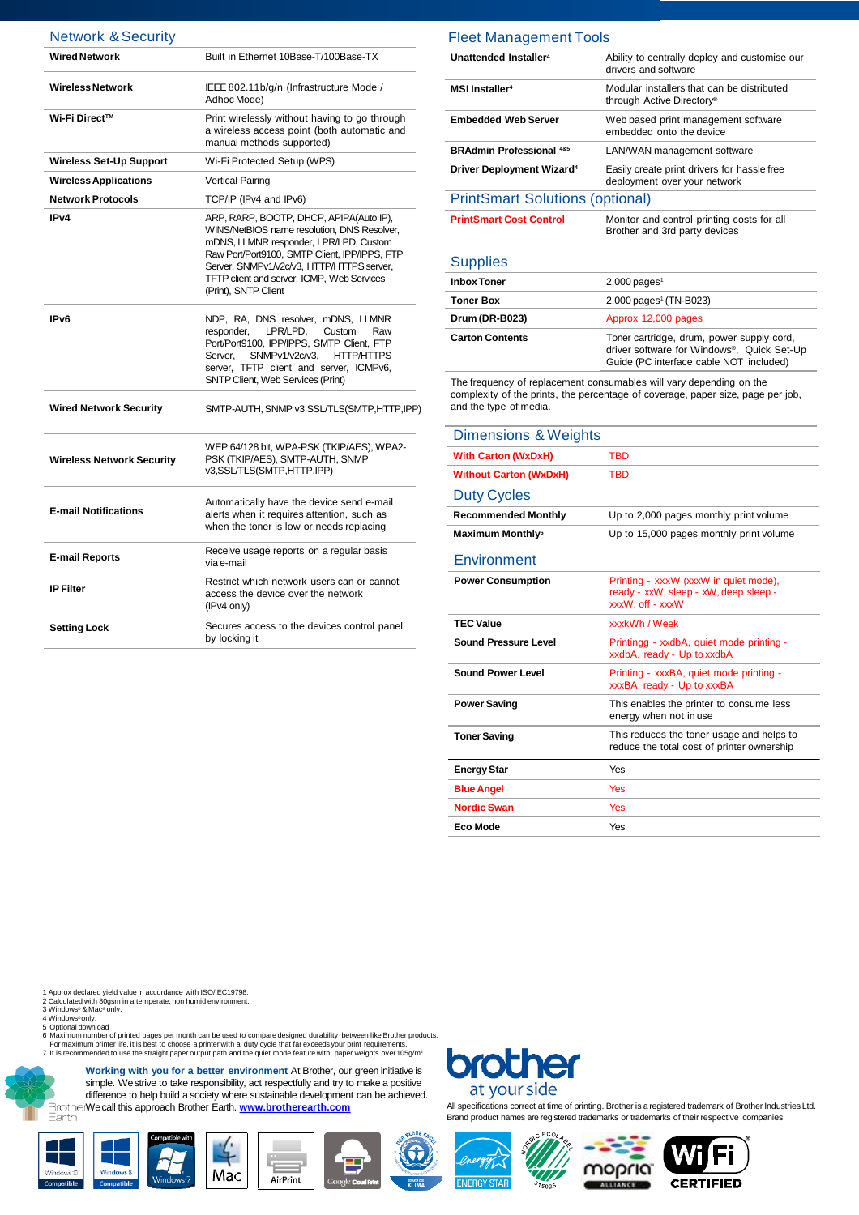## Network & Security

| | |
|---|---|
| **Wired Network** | Built in Ethernet 10Base-T/100Base-TX |
| **Wireless Network** | IEEE 802.11b/g/n (Infrastructure Mode / Adhoc Mode) |
| **Wi-Fi Direct™** | Print wirelessly without having to go through a wireless access point (both automatic and manual methods supported) |
| **Wireless Set-Up Support** | Wi-Fi Protected Setup (WPS) |
| **Wireless Applications** | Vertical Pairing |
| **Network Protocols** | TCP/IP (IPv4 and IPv6) |
| **IPv4** | ARP, RARP, BOOTP, DHCP, APIPA(Auto IP), WINS/NetBIOS name resolution, DNS Resolver, mDNS, LLMNR responder, LPR/LPD, Custom Raw Port/Port9100, SMTP Client, IPP/IPPS, FTP Server, SNMPv1/v2c/v3, HTTP/HTTPS server, TFTP client and server, ICMP, Web Services (Print), SNTP Client |
| **IPv6** | NDP, RA, DNS resolver, mDNS, LLMNR responder, LPR/LPD, Custom Raw Port/Port9100, IPP/IPPS, SMTP Client, FTP Server, SNMPv1/v2c/v3, HTTP/HTTPS server, TFTP client and server, ICMPv6, SNTP Client, Web Services (Print) |
| **Wired Network Security** | SMTP-AUTH, SNMP v3,SSL/TLS(SMTP,HTTP,IPP) |
| **Wireless Network Security** | WEP 64/128 bit, WPA-PSK (TKIP/AES), WPA2-PSK (TKIP/AES), SMTP-AUTH, SNMP v3,SSL/TLS(SMTP,HTTP,IPP) |
| **E-mail Notifications** | Automatically have the device send e-mail alerts when it requires attention, such as when the toner is low or needs replacing |
| **E-mail Reports** | Receive usage reports on a regular basis via e-mail |
| **IP Filter** | Restrict which network users can or cannot access the device over the network (IPv4 only) |
| **Setting Lock** | Secures access to the devices control panel by locking it |

## Fleet Management Tools

| | |
|---|---|
| **Unattended Installer**[4] | Ability to centrally deploy and customise our drivers and software |
| **MSI Installer**[4] | Modular installers that can be distributed through Active Directory® |
| **Embedded Web Server** | Web based print management software embedded onto the device |
| **BRAdmin Professional** [4&5] | LAN/WAN management software |
| **Driver Deployment Wizard**[4] | Easily create print drivers for hassle free deployment over your network |

## PrintSmart Solutions (optional)

| | |
|---|---|
| **PrintSmart Cost Control** | Monitor and control printing costs for all Brother and 3rd party devices |

## Supplies

| | |
|---|---|
| **Inbox Toner** | 2,000 pages[1] |
| **Toner Box** | 2,000 pages[1] (TN-B023) |
| **Drum (DR-B023)** | Approx 12,000 pages |
| **Carton Contents** | Toner cartridge, drum, power supply cord, driver software for Windows®, Quick Set-Up Guide (PC interface cable NOT included) |

The frequency of replacement consumables will vary depending on the complexity of the prints, the percentage of coverage, paper size, page per job, and the type of media.

## Dimensions & Weights

| | |
|---|---|
| **With Carton (WxDxH)** | TBD |
| **Without Carton (WxDxH)** | TBD |

## Duty Cycles

| | |
|---|---|
| **Recommended Monthly** | Up to 2,000 pages monthly print volume |
| **Maximum Monthly**[6] | Up to 15,000 pages monthly print volume |

## Environment

| | |
|---|---|
| **Power Consumption** | Printing - xxxW (xxxW in quiet mode), ready - xxW, sleep - xW, deep sleep - xxxW, off - xxxW |
| **TEC Value** | xxxkWh / Week |
| **Sound Pressure Level** | Printingg - xxdbA, quiet mode printing - xxdbA, ready - Up to xxdbA |
| **Sound Power Level** | Printing - xxxBA, quiet mode printing - xxxBA, ready - Up to xxxBA |
| **Power Saving** | This enables the printer to consume less energy when not in use |
| **Toner Saving** | This reduces the toner usage and helps to reduce the total cost of printer ownership |
| **Energy Star** | Yes |
| **Blue Angel** | Yes |
| **Nordic Swan** | Yes |
| **Eco Mode** | Yes |

1 Approx declared yield value in accordance with ISO/IEC19798.
2 Calculated with 80gsm in a temperate, non humid environment.
3 Windows® & Mac® only.
4 Windows® only.
5 Optional download
6 Maximum number of printed pages per month can be used to compare designed durability between like Brother products. For maximum printer life, it is best to choose a printer with a duty cycle that far exceeds your print requirements.
7 It is recommended to use the straight paper output path and the quiet mode feature with paper weights over 105g/m².

**Working with you for a better environment** At Brother, our green initiative is simple. We strive to take responsibility, act respectfully and try to make a positive difference to help build a society where sustainable development can be achieved. We call this approach Brother Earth. www.brotherearth.com

brother at your side

All specifications correct at time of printing. Brother is a registered trademark of Brother Industries Ltd. Brand product names are registered trademarks or trademarks of their respective companies.